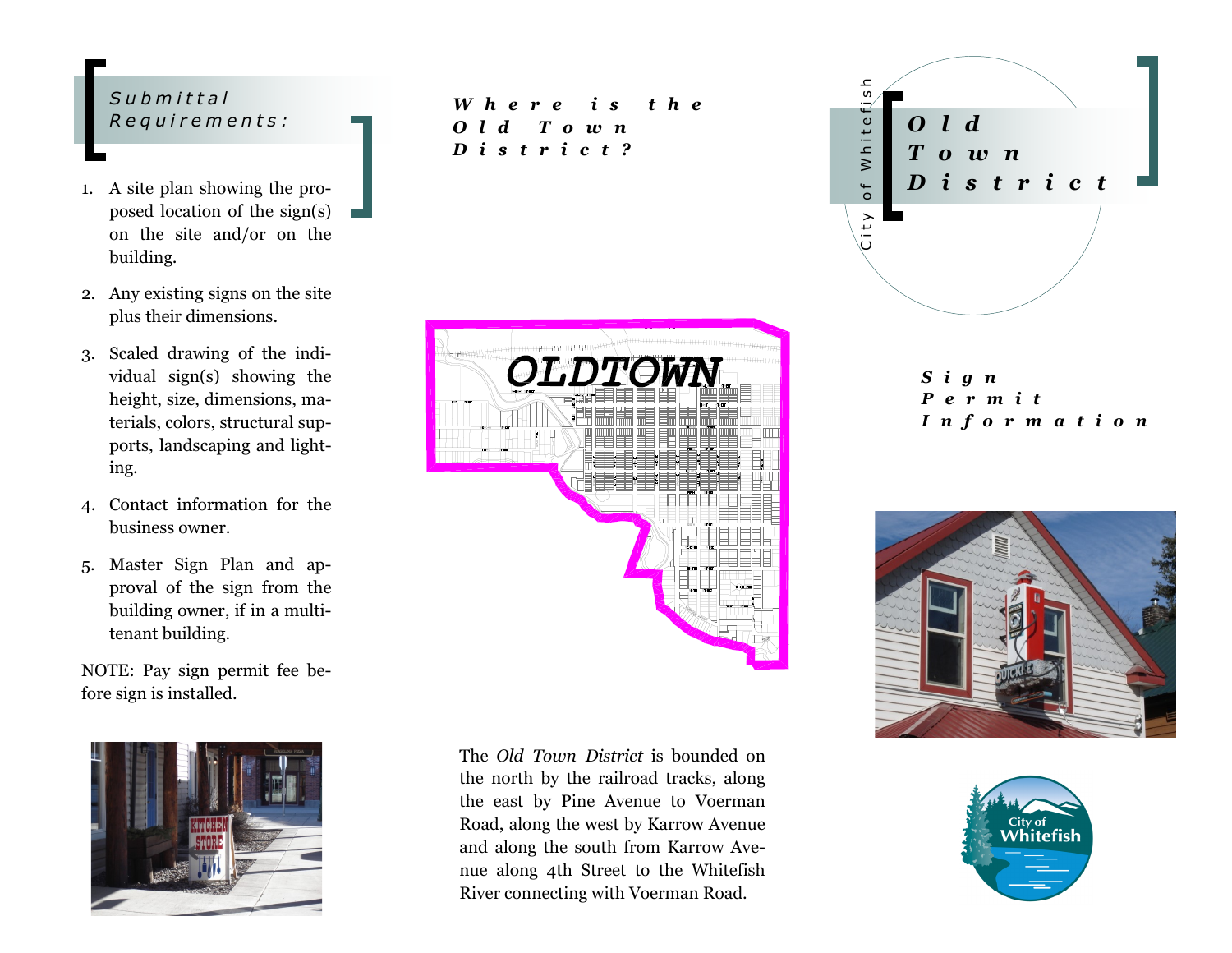# City of Whitefish

# Old Town District

## Sign Permit Information

## Submittal Requirements:

1. A site plan showing the proposed location of the sign(s) on the site and/or on the building.
2. Any existing signs on the site plus their dimensions.
3. Scaled drawing of the individual sign(s) showing the height, size, dimensions, materials, colors, structural supports, landscaping and lighting.
4. Contact information for the business owner.
5. Master Sign Plan and approval of the sign from the building owner, if in a multi-tenant building.

NOTE: Pay sign permit fee before sign is installed.

## Where is the Old Town District?

The *Old Town District* is bounded on the north by the railroad tracks, along the east by Pine Avenue to Voerman Road, along the west by Karrow Avenue and along the south from Karrow Avenue along 4th Street to the Whitefish River connecting with Voerman Road.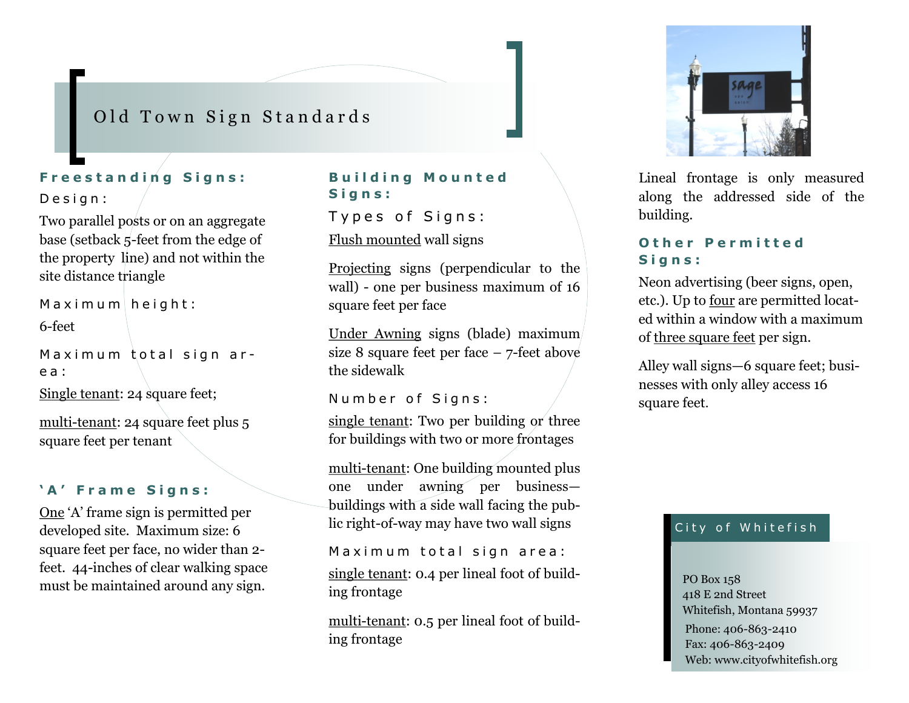# Old Town Sign Standards

## Freestanding Signs:

Design:

Two parallel posts or on an aggregate base (setback 5-feet from the edge of the property line) and not within the site distance triangle

Maximum height:

6-feet

Maximum total sign area:

Single tenant: 24 square feet;

multi-tenant: 24 square feet plus 5 square feet per tenant

## 'A' Frame Signs:

One 'A' frame sign is permitted per developed site. Maximum size: 6 square feet per face, no wider than 2-feet. 44-inches of clear walking space must be maintained around any sign.

## Building Mounted Signs:

Types of Signs:

Flush mounted wall signs

Projecting signs (perpendicular to the wall) - one per business maximum of 16 square feet per face

Under Awning signs (blade) maximum size 8 square feet per face – 7-feet above the sidewalk

Number of Signs:

single tenant: Two per building or three for buildings with two or more frontages

multi-tenant: One building mounted plus one under awning per business—buildings with a side wall facing the public right-of-way may have two wall signs

Maximum total sign area:

single tenant: 0.4 per lineal foot of building frontage

multi-tenant: 0.5 per lineal foot of building frontage

Lineal frontage is only measured along the addressed side of the building.

## Other Permitted Signs:

Neon advertising (beer signs, open, etc.). Up to four are permitted located within a window with a maximum of three square feet per sign.

Alley wall signs—6 square feet; businesses with only alley access 16 square feet.

**City of Whitefish**

PO Box 158
418 E 2nd Street
Whitefish, Montana 59937
Phone: 406-863-2410
Fax: 406-863-2409
Web: www.cityofwhitefish.org